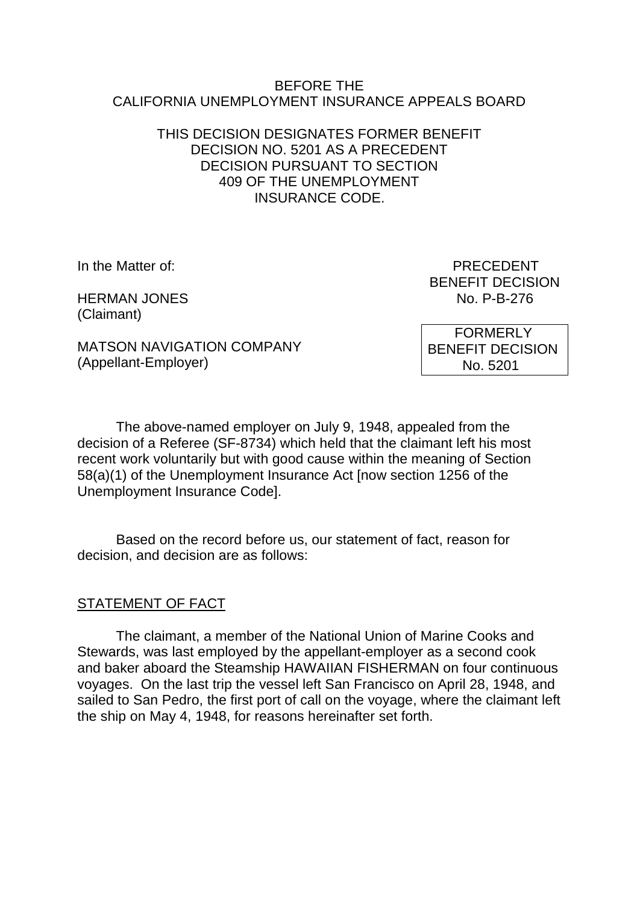BEFORE THE
CALIFORNIA UNEMPLOYMENT INSURANCE APPEALS BOARD

THIS DECISION DESIGNATES FORMER BENEFIT DECISION NO. 5201 AS A PRECEDENT DECISION PURSUANT TO SECTION 409 OF THE UNEMPLOYMENT INSURANCE CODE.

In the Matter of:

HERMAN JONES
(Claimant)

MATSON NAVIGATION COMPANY
(Appellant-Employer)

PRECEDENT
BENEFIT DECISION
No. P-B-276

FORMERLY
BENEFIT DECISION
No. 5201

The above-named employer on July 9, 1948, appealed from the decision of a Referee (SF-8734) which held that the claimant left his most recent work voluntarily but with good cause within the meaning of Section 58(a)(1) of the Unemployment Insurance Act [now section 1256 of the Unemployment Insurance Code].

Based on the record before us, our statement of fact, reason for decision, and decision are as follows:

## STATEMENT OF FACT

The claimant, a member of the National Union of Marine Cooks and Stewards, was last employed by the appellant-employer as a second cook and baker aboard the Steamship HAWAIIAN FISHERMAN on four continuous voyages. On the last trip the vessel left San Francisco on April 28, 1948, and sailed to San Pedro, the first port of call on the voyage, where the claimant left the ship on May 4, 1948, for reasons hereinafter set forth.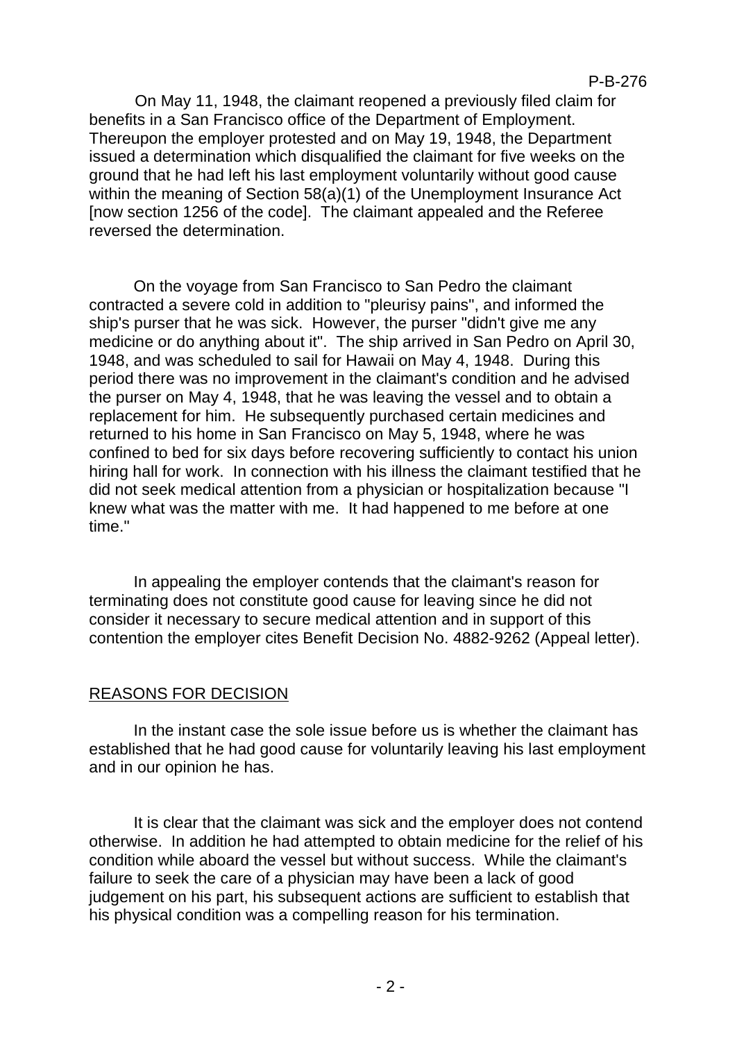On May 11, 1948, the claimant reopened a previously filed claim for benefits in a San Francisco office of the Department of Employment. Thereupon the employer protested and on May 19, 1948, the Department issued a determination which disqualified the claimant for five weeks on the ground that he had left his last employment voluntarily without good cause within the meaning of Section 58(a)(1) of the Unemployment Insurance Act [now section 1256 of the code]. The claimant appealed and the Referee reversed the determination.

On the voyage from San Francisco to San Pedro the claimant contracted a severe cold in addition to "pleurisy pains", and informed the ship's purser that he was sick. However, the purser "didn't give me any medicine or do anything about it". The ship arrived in San Pedro on April 30, 1948, and was scheduled to sail for Hawaii on May 4, 1948. During this period there was no improvement in the claimant's condition and he advised the purser on May 4, 1948, that he was leaving the vessel and to obtain a replacement for him. He subsequently purchased certain medicines and returned to his home in San Francisco on May 5, 1948, where he was confined to bed for six days before recovering sufficiently to contact his union hiring hall for work. In connection with his illness the claimant testified that he did not seek medical attention from a physician or hospitalization because "I knew what was the matter with me. It had happened to me before at one time."

In appealing the employer contends that the claimant's reason for terminating does not constitute good cause for leaving since he did not consider it necessary to secure medical attention and in support of this contention the employer cites Benefit Decision No. 4882-9262 (Appeal letter).

## REASONS FOR DECISION

In the instant case the sole issue before us is whether the claimant has established that he had good cause for voluntarily leaving his last employment and in our opinion he has.

It is clear that the claimant was sick and the employer does not contend otherwise. In addition he had attempted to obtain medicine for the relief of his condition while aboard the vessel but without success. While the claimant's failure to seek the care of a physician may have been a lack of good judgement on his part, his subsequent actions are sufficient to establish that his physical condition was a compelling reason for his termination.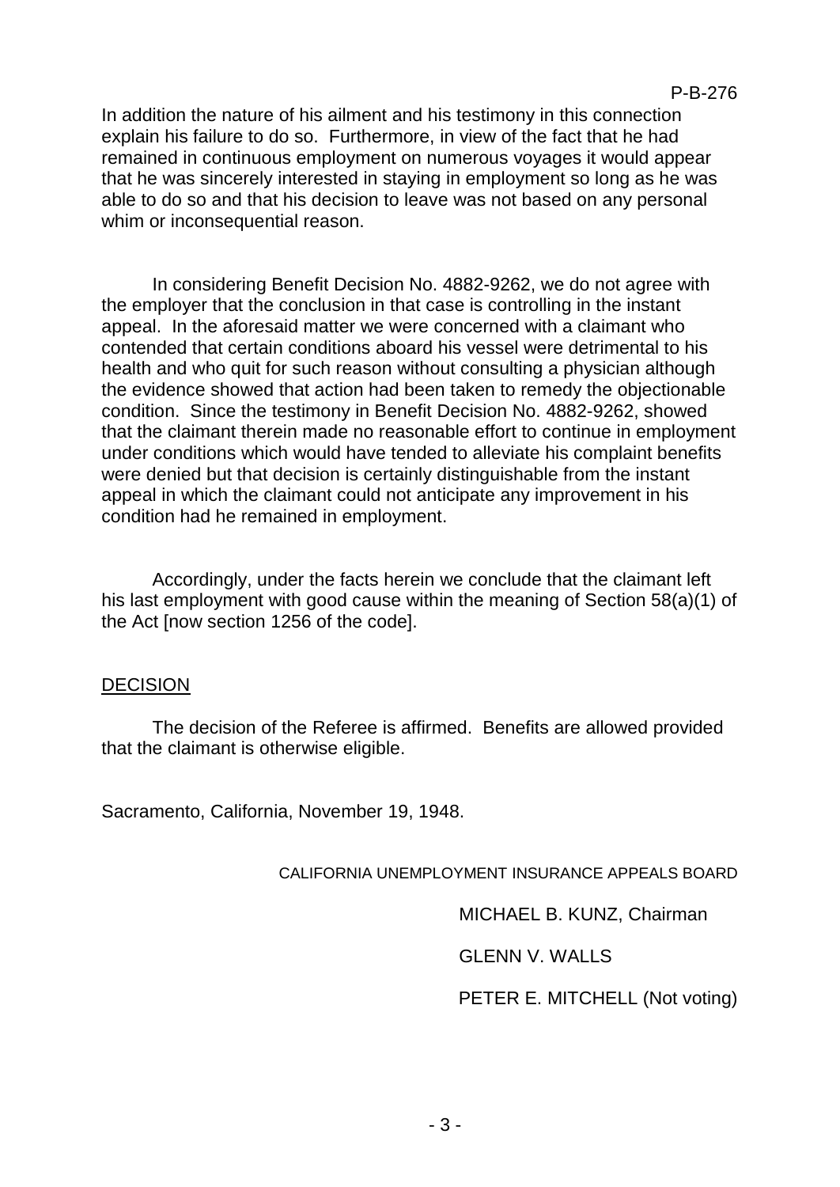In addition the nature of his ailment and his testimony in this connection explain his failure to do so. Furthermore, in view of the fact that he had remained in continuous employment on numerous voyages it would appear that he was sincerely interested in staying in employment so long as he was able to do so and that his decision to leave was not based on any personal whim or inconsequential reason.

In considering Benefit Decision No. 4882-9262, we do not agree with the employer that the conclusion in that case is controlling in the instant appeal. In the aforesaid matter we were concerned with a claimant who contended that certain conditions aboard his vessel were detrimental to his health and who quit for such reason without consulting a physician although the evidence showed that action had been taken to remedy the objectionable condition. Since the testimony in Benefit Decision No. 4882-9262, showed that the claimant therein made no reasonable effort to continue in employment under conditions which would have tended to alleviate his complaint benefits were denied but that decision is certainly distinguishable from the instant appeal in which the claimant could not anticipate any improvement in his condition had he remained in employment.

Accordingly, under the facts herein we conclude that the claimant left his last employment with good cause within the meaning of Section 58(a)(1) of the Act [now section 1256 of the code].

## DECISION

The decision of the Referee is affirmed. Benefits are allowed provided that the claimant is otherwise eligible.

Sacramento, California, November 19, 1948.

CALIFORNIA UNEMPLOYMENT INSURANCE APPEALS BOARD

MICHAEL B. KUNZ, Chairman

GLENN V. WALLS

PETER E. MITCHELL (Not voting)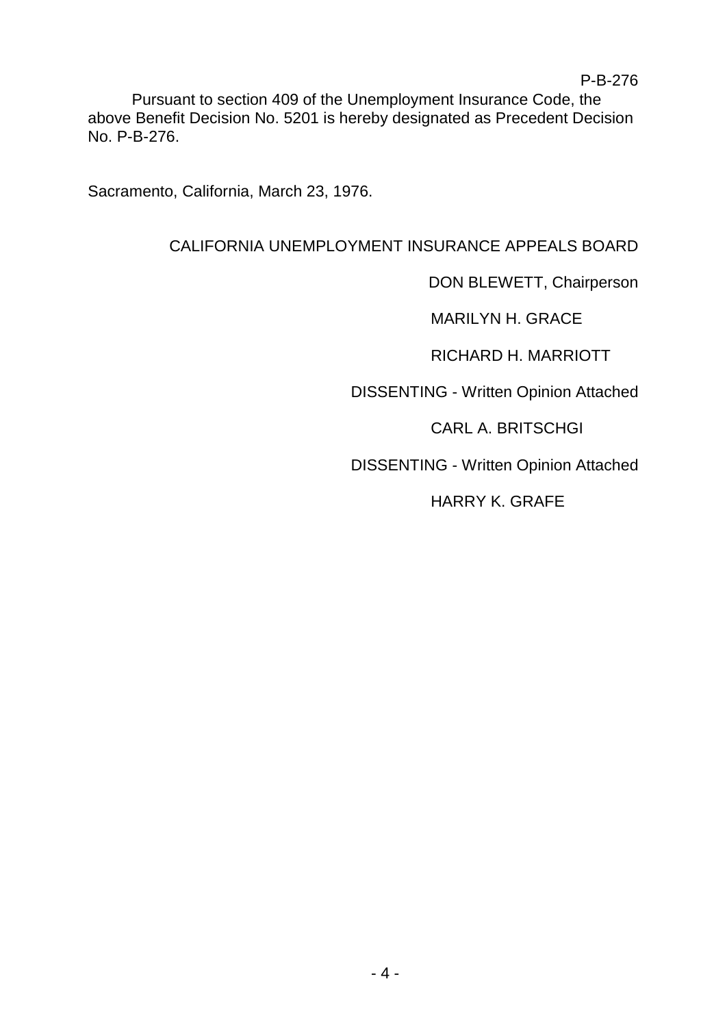P-B-276

Pursuant to section 409 of the Unemployment Insurance Code, the above Benefit Decision No. 5201 is hereby designated as Precedent Decision No. P-B-276.

Sacramento, California, March 23, 1976.

CALIFORNIA UNEMPLOYMENT INSURANCE APPEALS BOARD

DON BLEWETT, Chairperson

MARILYN H. GRACE

RICHARD H. MARRIOTT

DISSENTING - Written Opinion Attached

CARL A. BRITSCHGI

DISSENTING - Written Opinion Attached

HARRY K. GRAFE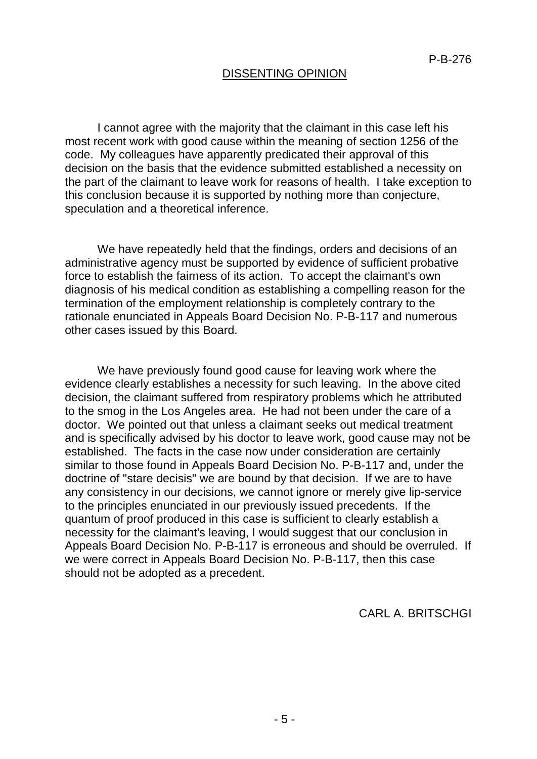## DISSENTING OPINION

I cannot agree with the majority that the claimant in this case left his most recent work with good cause within the meaning of section 1256 of the code. My colleagues have apparently predicated their approval of this decision on the basis that the evidence submitted established a necessity on the part of the claimant to leave work for reasons of health. I take exception to this conclusion because it is supported by nothing more than conjecture, speculation and a theoretical inference.

We have repeatedly held that the findings, orders and decisions of an administrative agency must be supported by evidence of sufficient probative force to establish the fairness of its action. To accept the claimant's own diagnosis of his medical condition as establishing a compelling reason for the termination of the employment relationship is completely contrary to the rationale enunciated in Appeals Board Decision No. P-B-117 and numerous other cases issued by this Board.

We have previously found good cause for leaving work where the evidence clearly establishes a necessity for such leaving. In the above cited decision, the claimant suffered from respiratory problems which he attributed to the smog in the Los Angeles area. He had not been under the care of a doctor. We pointed out that unless a claimant seeks out medical treatment and is specifically advised by his doctor to leave work, good cause may not be established. The facts in the case now under consideration are certainly similar to those found in Appeals Board Decision No. P-B-117 and, under the doctrine of "stare decisis" we are bound by that decision. If we are to have any consistency in our decisions, we cannot ignore or merely give lip-service to the principles enunciated in our previously issued precedents. If the quantum of proof produced in this case is sufficient to clearly establish a necessity for the claimant's leaving, I would suggest that our conclusion in Appeals Board Decision No. P-B-117 is erroneous and should be overruled. If we were correct in Appeals Board Decision No. P-B-117, then this case should not be adopted as a precedent.

CARL A. BRITSCHGI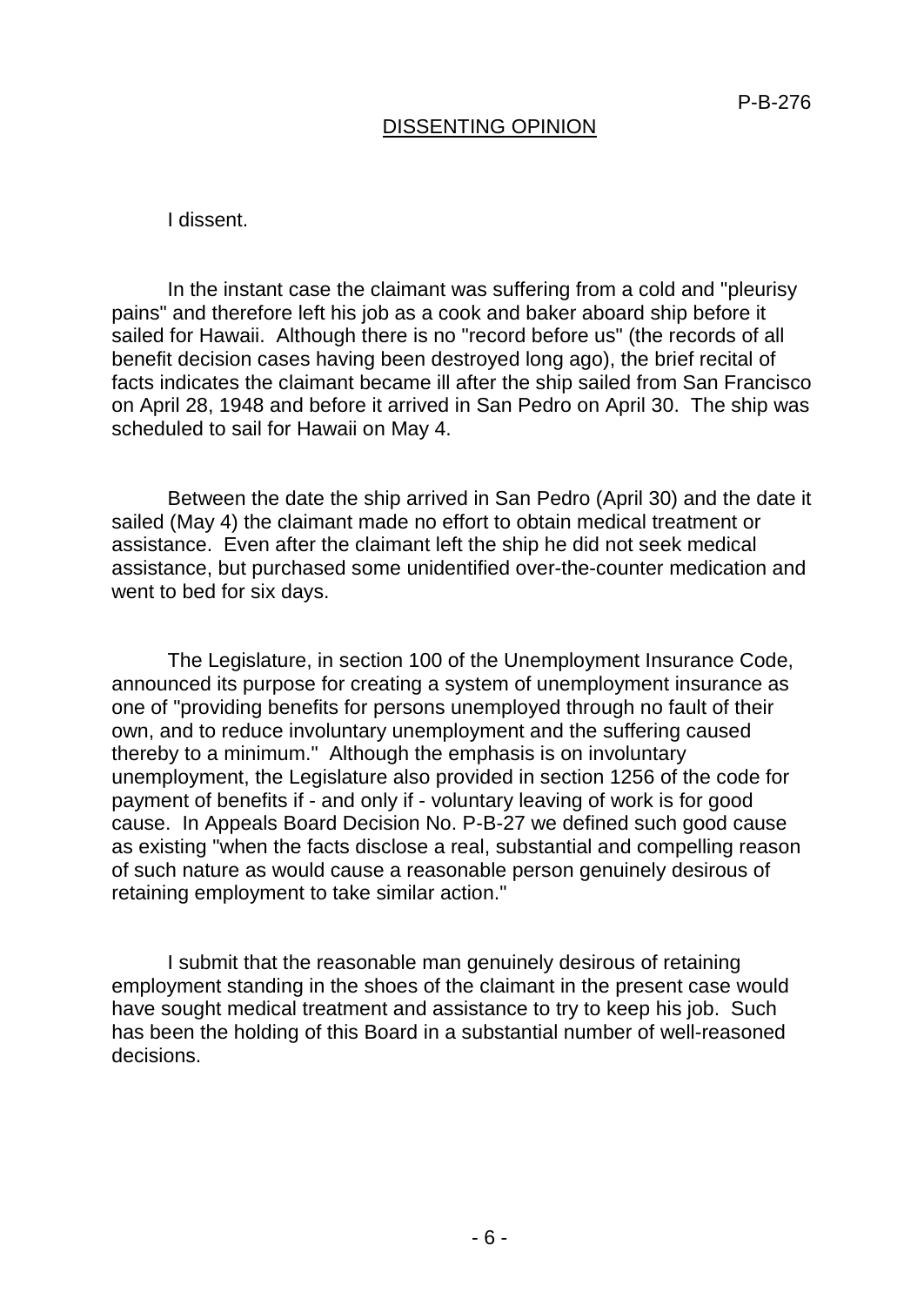P-B-276

## DISSENTING OPINION

I dissent.

In the instant case the claimant was suffering from a cold and "pleurisy pains" and therefore left his job as a cook and baker aboard ship before it sailed for Hawaii. Although there is no "record before us" (the records of all benefit decision cases having been destroyed long ago), the brief recital of facts indicates the claimant became ill after the ship sailed from San Francisco on April 28, 1948 and before it arrived in San Pedro on April 30. The ship was scheduled to sail for Hawaii on May 4.

Between the date the ship arrived in San Pedro (April 30) and the date it sailed (May 4) the claimant made no effort to obtain medical treatment or assistance. Even after the claimant left the ship he did not seek medical assistance, but purchased some unidentified over-the-counter medication and went to bed for six days.

The Legislature, in section 100 of the Unemployment Insurance Code, announced its purpose for creating a system of unemployment insurance as one of "providing benefits for persons unemployed through no fault of their own, and to reduce involuntary unemployment and the suffering caused thereby to a minimum." Although the emphasis is on involuntary unemployment, the Legislature also provided in section 1256 of the code for payment of benefits if - and only if - voluntary leaving of work is for good cause. In Appeals Board Decision No. P-B-27 we defined such good cause as existing "when the facts disclose a real, substantial and compelling reason of such nature as would cause a reasonable person genuinely desirous of retaining employment to take similar action."

I submit that the reasonable man genuinely desirous of retaining employment standing in the shoes of the claimant in the present case would have sought medical treatment and assistance to try to keep his job. Such has been the holding of this Board in a substantial number of well-reasoned decisions.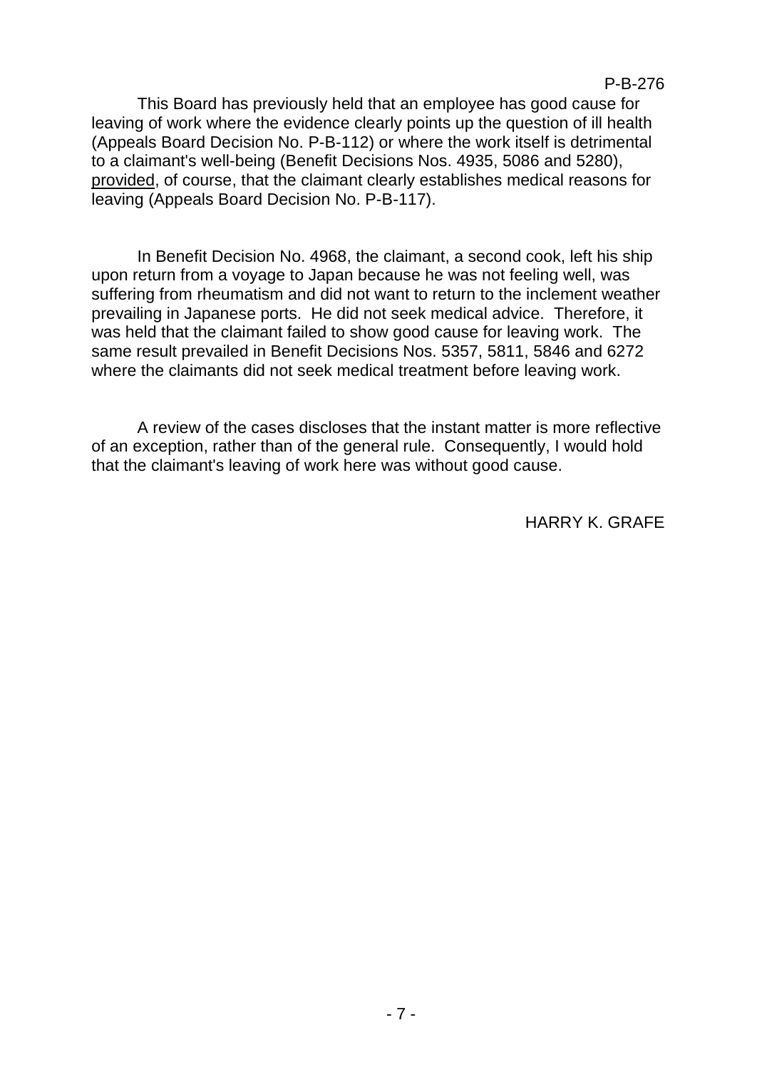This Board has previously held that an employee has good cause for leaving of work where the evidence clearly points up the question of ill health (Appeals Board Decision No. P-B-112) or where the work itself is detrimental to a claimant's well-being (Benefit Decisions Nos. 4935, 5086 and 5280), <u>provided</u>, of course, that the claimant clearly establishes medical reasons for leaving (Appeals Board Decision No. P-B-117).

In Benefit Decision No. 4968, the claimant, a second cook, left his ship upon return from a voyage to Japan because he was not feeling well, was suffering from rheumatism and did not want to return to the inclement weather prevailing in Japanese ports. He did not seek medical advice. Therefore, it was held that the claimant failed to show good cause for leaving work. The same result prevailed in Benefit Decisions Nos. 5357, 5811, 5846 and 6272 where the claimants did not seek medical treatment before leaving work.

A review of the cases discloses that the instant matter is more reflective of an exception, rather than of the general rule. Consequently, I would hold that the claimant's leaving of work here was without good cause.

HARRY K. GRAFE